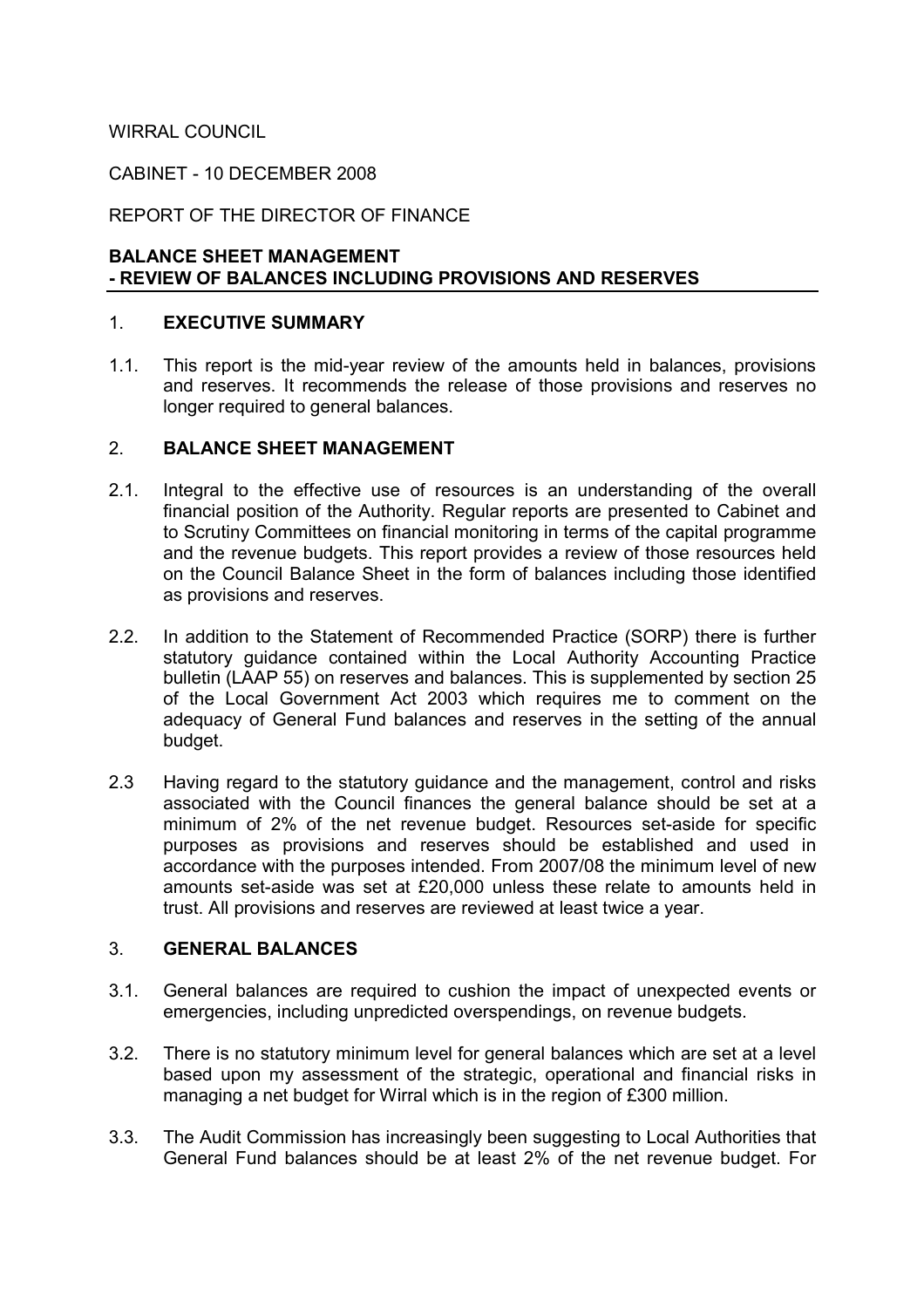WIRRAL COUNCIL

CABINET - 10 DECEMBER 2008

REPORT OF THE DIRECTOR OF FINANCE

**BALANCE SHEET MANAGEMENT**
**- REVIEW OF BALANCES INCLUDING PROVISIONS AND RESERVES**

## 1. EXECUTIVE SUMMARY

1.1. This report is the mid-year review of the amounts held in balances, provisions and reserves. It recommends the release of those provisions and reserves no longer required to general balances.

## 2. BALANCE SHEET MANAGEMENT

2.1. Integral to the effective use of resources is an understanding of the overall financial position of the Authority. Regular reports are presented to Cabinet and to Scrutiny Committees on financial monitoring in terms of the capital programme and the revenue budgets. This report provides a review of those resources held on the Council Balance Sheet in the form of balances including those identified as provisions and reserves.

2.2. In addition to the Statement of Recommended Practice (SORP) there is further statutory guidance contained within the Local Authority Accounting Practice bulletin (LAAP 55) on reserves and balances. This is supplemented by section 25 of the Local Government Act 2003 which requires me to comment on the adequacy of General Fund balances and reserves in the setting of the annual budget.

2.3 Having regard to the statutory guidance and the management, control and risks associated with the Council finances the general balance should be set at a minimum of 2% of the net revenue budget. Resources set-aside for specific purposes as provisions and reserves should be established and used in accordance with the purposes intended. From 2007/08 the minimum level of new amounts set-aside was set at £20,000 unless these relate to amounts held in trust. All provisions and reserves are reviewed at least twice a year.

## 3. GENERAL BALANCES

3.1. General balances are required to cushion the impact of unexpected events or emergencies, including unpredicted overspendings, on revenue budgets.

3.2. There is no statutory minimum level for general balances which are set at a level based upon my assessment of the strategic, operational and financial risks in managing a net budget for Wirral which is in the region of £300 million.

3.3. The Audit Commission has increasingly been suggesting to Local Authorities that General Fund balances should be at least 2% of the net revenue budget. For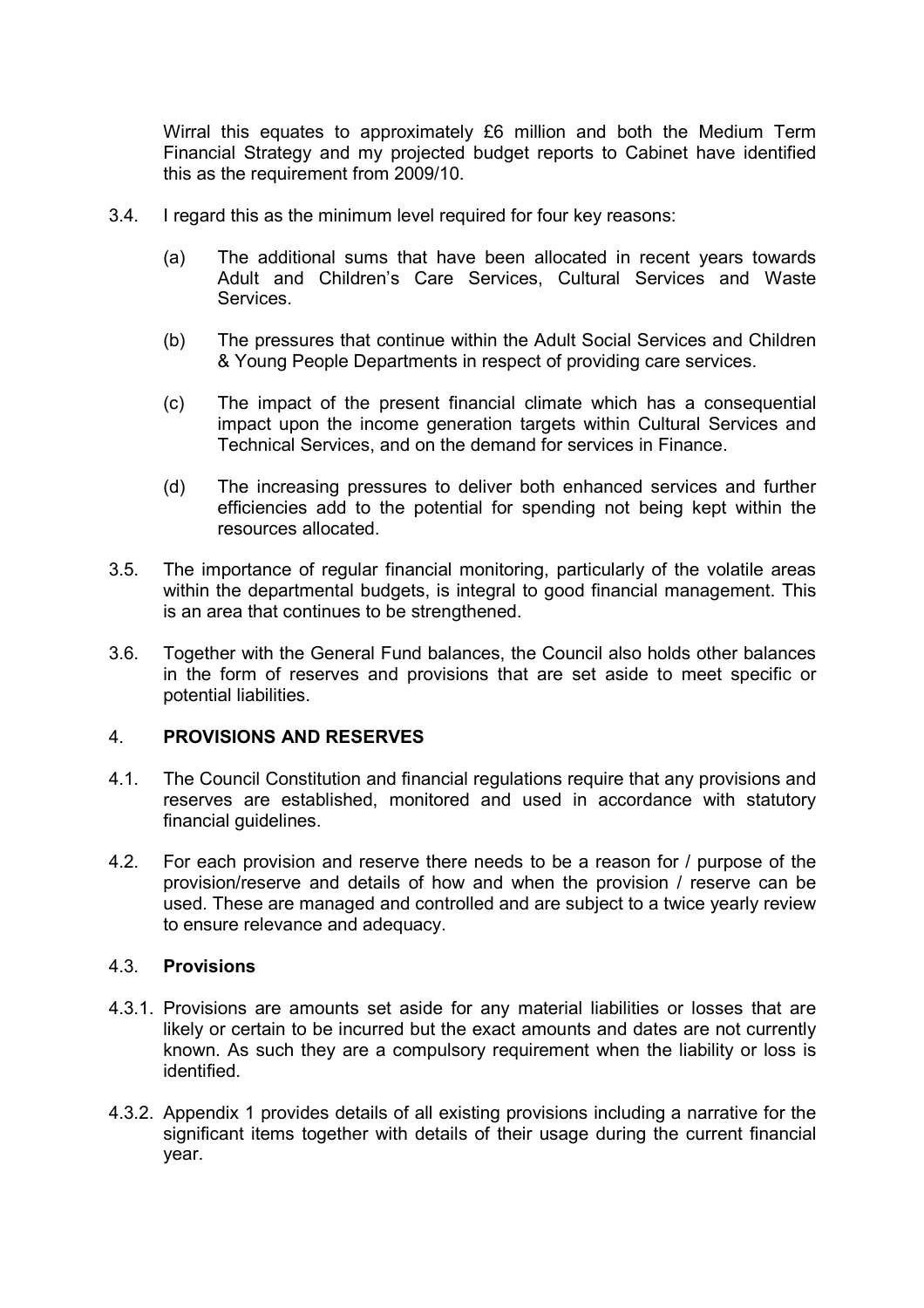Wirral this equates to approximately £6 million and both the Medium Term Financial Strategy and my projected budget reports to Cabinet have identified this as the requirement from 2009/10.

3.4. I regard this as the minimum level required for four key reasons:

(a) The additional sums that have been allocated in recent years towards Adult and Children's Care Services, Cultural Services and Waste Services.

(b) The pressures that continue within the Adult Social Services and Children & Young People Departments in respect of providing care services.

(c) The impact of the present financial climate which has a consequential impact upon the income generation targets within Cultural Services and Technical Services, and on the demand for services in Finance.

(d) The increasing pressures to deliver both enhanced services and further efficiencies add to the potential for spending not being kept within the resources allocated.

3.5. The importance of regular financial monitoring, particularly of the volatile areas within the departmental budgets, is integral to good financial management. This is an area that continues to be strengthened.

3.6. Together with the General Fund balances, the Council also holds other balances in the form of reserves and provisions that are set aside to meet specific or potential liabilities.

## 4. PROVISIONS AND RESERVES

4.1. The Council Constitution and financial regulations require that any provisions and reserves are established, monitored and used in accordance with statutory financial guidelines.

4.2. For each provision and reserve there needs to be a reason for / purpose of the provision/reserve and details of how and when the provision / reserve can be used. These are managed and controlled and are subject to a twice yearly review to ensure relevance and adequacy.

### 4.3. Provisions

4.3.1. Provisions are amounts set aside for any material liabilities or losses that are likely or certain to be incurred but the exact amounts and dates are not currently known. As such they are a compulsory requirement when the liability or loss is identified.

4.3.2. Appendix 1 provides details of all existing provisions including a narrative for the significant items together with details of their usage during the current financial year.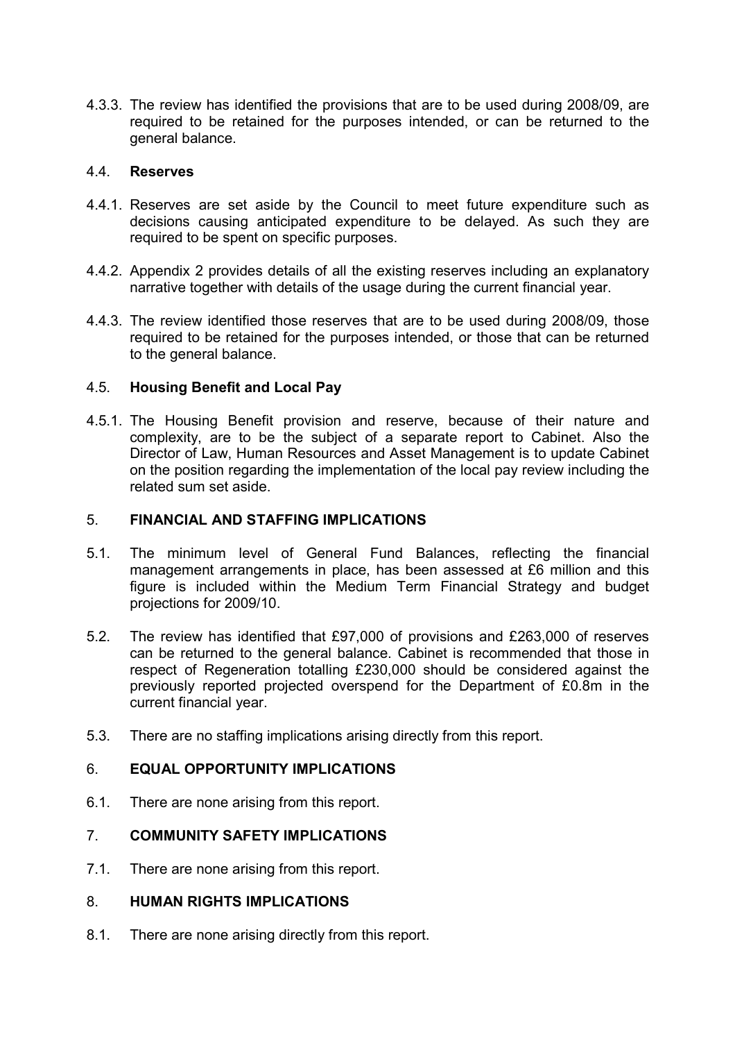4.3.3. The review has identified the provisions that are to be used during 2008/09, are required to be retained for the purposes intended, or can be returned to the general balance.

4.4. **Reserves**

4.4.1. Reserves are set aside by the Council to meet future expenditure such as decisions causing anticipated expenditure to be delayed. As such they are required to be spent on specific purposes.

4.4.2. Appendix 2 provides details of all the existing reserves including an explanatory narrative together with details of the usage during the current financial year.

4.4.3. The review identified those reserves that are to be used during 2008/09, those required to be retained for the purposes intended, or those that can be returned to the general balance.

4.5. **Housing Benefit and Local Pay**

4.5.1. The Housing Benefit provision and reserve, because of their nature and complexity, are to be the subject of a separate report to Cabinet. Also the Director of Law, Human Resources and Asset Management is to update Cabinet on the position regarding the implementation of the local pay review including the related sum set aside.

## 5. FINANCIAL AND STAFFING IMPLICATIONS

5.1. The minimum level of General Fund Balances, reflecting the financial management arrangements in place, has been assessed at £6 million and this figure is included within the Medium Term Financial Strategy and budget projections for 2009/10.

5.2. The review has identified that £97,000 of provisions and £263,000 of reserves can be returned to the general balance. Cabinet is recommended that those in respect of Regeneration totalling £230,000 should be considered against the previously reported projected overspend for the Department of £0.8m in the current financial year.

5.3. There are no staffing implications arising directly from this report.

## 6. EQUAL OPPORTUNITY IMPLICATIONS

6.1. There are none arising from this report.

## 7. COMMUNITY SAFETY IMPLICATIONS

7.1. There are none arising from this report.

## 8. HUMAN RIGHTS IMPLICATIONS

8.1. There are none arising directly from this report.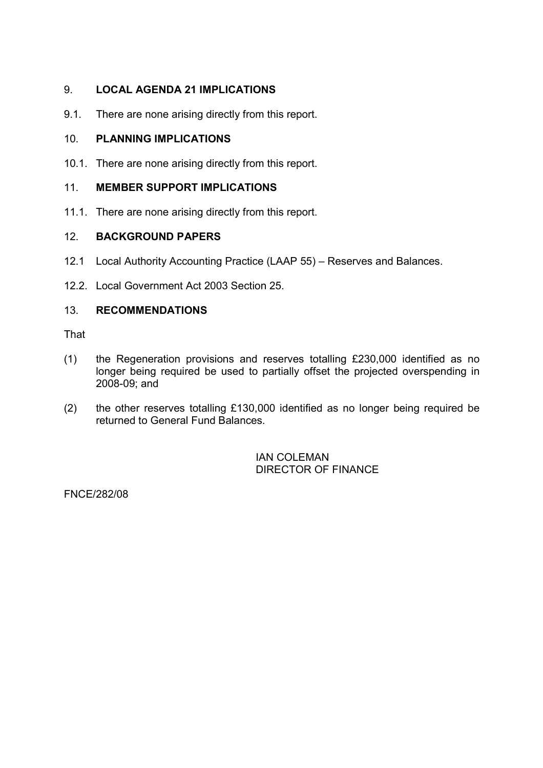## 9. LOCAL AGENDA 21 IMPLICATIONS

9.1. There are none arising directly from this report.

## 10. PLANNING IMPLICATIONS

10.1. There are none arising directly from this report.

## 11. MEMBER SUPPORT IMPLICATIONS

11.1. There are none arising directly from this report.

## 12. BACKGROUND PAPERS

12.1 Local Authority Accounting Practice (LAAP 55) – Reserves and Balances.

12.2. Local Government Act 2003 Section 25.

## 13. RECOMMENDATIONS

That

(1) the Regeneration provisions and reserves totalling £230,000 identified as no longer being required be used to partially offset the projected overspending in 2008-09; and

(2) the other reserves totalling £130,000 identified as no longer being required be returned to General Fund Balances.

IAN COLEMAN
DIRECTOR OF FINANCE

FNCE/282/08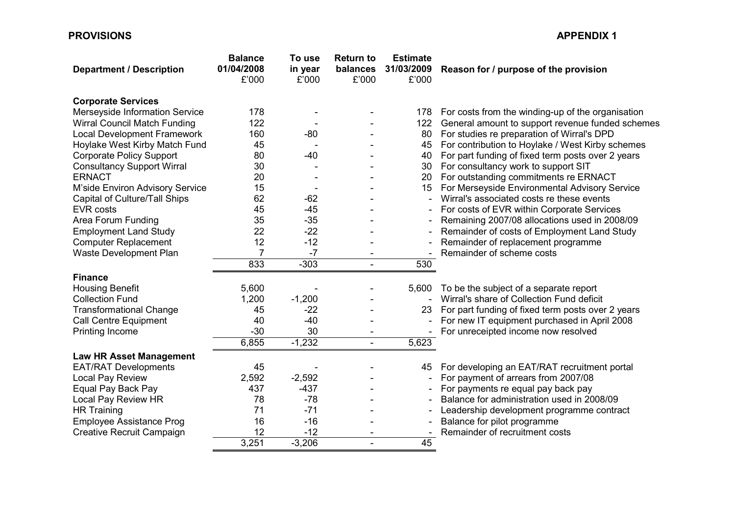**PROVISIONS** **APPENDIX 1**

| Department / Description | Balance 01/04/2008 £'000 | To use in year £'000 | Return to balances £'000 | Estimate 31/03/2009 £'000 | Reason for / purpose of the provision |
|---|---|---|---|---|---|
| **Corporate Services** | | | | | |
| Merseyside Information Service | 178 | - | - | 178 | For costs from the winding-up of the organisation |
| Wirral Council Match Funding | 122 | - | - | 122 | General amount to support revenue funded schemes |
| Local Development Framework | 160 | -80 | - | 80 | For studies re preparation of Wirral's DPD |
| Hoylake West Kirby Match Fund | 45 | - | - | 45 | For contribution to Hoylake / West Kirby schemes |
| Corporate Policy Support | 80 | -40 | - | 40 | For part funding of fixed term posts over 2 years |
| Consultancy Support Wirral | 30 | - | - | 30 | For consultancy work to support SIT |
| ERNACT | 20 | - | - | 20 | For outstanding commitments re ERNACT |
| M'side Environ Advisory Service | 15 | - | - | 15 | For Merseyside Environmental Advisory Service |
| Capital of Culture/Tall Ships | 62 | -62 | - | - | Wirral's associated costs re these events |
| EVR costs | 45 | -45 | - | - | For costs of EVR within Corporate Services |
| Area Forum Funding | 35 | -35 | - | - | Remaining 2007/08 allocations used in 2008/09 |
| Employment Land Study | 22 | -22 | - | - | Remainder of costs of Employment Land Study |
| Computer Replacement | 12 | -12 | - | - | Remainder of replacement programme |
| Waste Development Plan | 7 | -7 | - | - | Remainder of scheme costs |
| | 833 | -303 | - | 530 | |
| **Finance** | | | | | |
| Housing Benefit | 5,600 | - | - | 5,600 | To be the subject of a separate report |
| Collection Fund | 1,200 | -1,200 | - | - | Wirral's share of Collection Fund deficit |
| Transformational Change | 45 | -22 | - | 23 | For part funding of fixed term posts over 2 years |
| Call Centre Equipment | 40 | -40 | - | - | For new IT equipment purchased in April 2008 |
| Printing Income | -30 | 30 | - | - | For unreceipted income now resolved |
| | 6,855 | -1,232 | - | 5,623 | |
| **Law HR Asset Management** | | | | | |
| EAT/RAT Developments | 45 | - | - | 45 | For developing an EAT/RAT recruitment portal |
| Local Pay Review | 2,592 | -2,592 | - | - | For payment of arrears from 2007/08 |
| Equal Pay Back Pay | 437 | -437 | - | - | For payments re equal pay back pay |
| Local Pay Review HR | 78 | -78 | - | - | Balance for administration used in 2008/09 |
| HR Training | 71 | -71 | - | - | Leadership development programme contract |
| Employee Assistance Prog | 16 | -16 | - | - | Balance for pilot programme |
| Creative Recruit Campaign | 12 | -12 | - | - | Remainder of recruitment costs |
| | 3,251 | -3,206 | - | 45 | |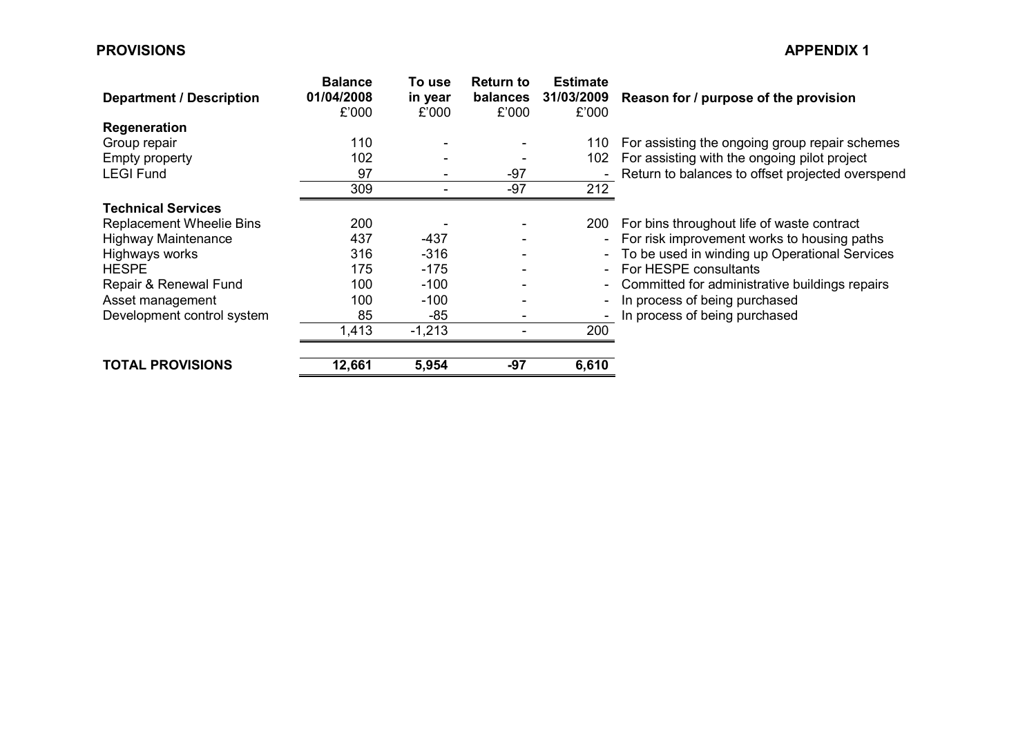**PROVISIONS** **APPENDIX 1**

| Department / Description | Balance 01/04/2008 £'000 | To use in year £'000 | Return to balances £'000 | Estimate 31/03/2009 £'000 | Reason for / purpose of the provision |
|---|---|---|---|---|---|
| **Regeneration** | | | | | |
| Group repair | 110 | - | - | 110 | For assisting the ongoing group repair schemes |
| Empty property | 102 | - | - | 102 | For assisting with the ongoing pilot project |
| LEGI Fund | 97 | - | -97 | - | Return to balances to offset projected overspend |
| | 309 | - | -97 | 212 | |
| **Technical Services** | | | | | |
| Replacement Wheelie Bins | 200 | - | - | 200 | For bins throughout life of waste contract |
| Highway Maintenance | 437 | -437 | - | - | For risk improvement works to housing paths |
| Highways works | 316 | -316 | - | - | To be used in winding up Operational Services |
| HESPE | 175 | -175 | - | - | For HESPE consultants |
| Repair & Renewal Fund | 100 | -100 | - | - | Committed for administrative buildings repairs |
| Asset management | 100 | -100 | - | - | In process of being purchased |
| Development control system | 85 | -85 | - | - | In process of being purchased |
| | 1,413 | -1,213 | - | 200 | |
| **TOTAL PROVISIONS** | **12,661** | **5,954** | **-97** | **6,610** | |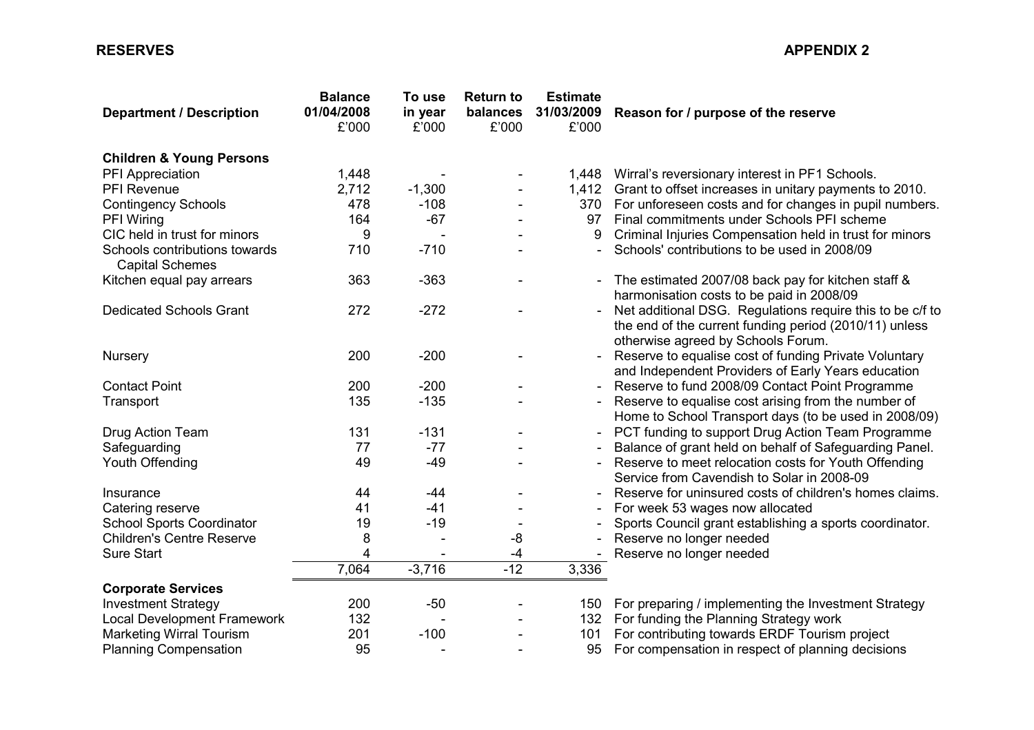**RESERVES**

**APPENDIX 2**

| Department / Description | Balance 01/04/2008 £'000 | To use in year £'000 | Return to balances £'000 | Estimate 31/03/2009 £'000 | Reason for / purpose of the reserve |
|---|---|---|---|---|---|
| **Children & Young Persons** | | | | | |
| PFI Appreciation | 1,448 | - | - | 1,448 | Wirral's reversionary interest in PF1 Schools. |
| PFI Revenue | 2,712 | -1,300 | - | 1,412 | Grant to offset increases in unitary payments to 2010. |
| Contingency Schools | 478 | -108 | - | 370 | For unforeseen costs and for changes in pupil numbers. |
| PFI Wiring | 164 | -67 | - | 97 | Final commitments under Schools PFI scheme |
| CIC held in trust for minors | 9 | - | - | 9 | Criminal Injuries Compensation held in trust for minors |
| Schools contributions towards Capital Schemes | 710 | -710 | - | - | Schools' contributions to be used in 2008/09 |
| Kitchen equal pay arrears | 363 | -363 | - | - | The estimated 2007/08 back pay for kitchen staff & harmonisation costs to be paid in 2008/09 |
| Dedicated Schools Grant | 272 | -272 | - | - | Net additional DSG. Regulations require this to be c/f to the end of the current funding period (2010/11) unless otherwise agreed by Schools Forum. |
| Nursery | 200 | -200 | - | - | Reserve to equalise cost of funding Private Voluntary and Independent Providers of Early Years education |
| Contact Point | 200 | -200 | - | - | Reserve to fund 2008/09 Contact Point Programme |
| Transport | 135 | -135 | - | - | Reserve to equalise cost arising from the number of Home to School Transport days (to be used in 2008/09) |
| Drug Action Team | 131 | -131 | - | - | PCT funding to support Drug Action Team Programme |
| Safeguarding | 77 | -77 | - | - | Balance of grant held on behalf of Safeguarding Panel. |
| Youth Offending | 49 | -49 | - | - | Reserve to meet relocation costs for Youth Offending Service from Cavendish to Solar in 2008-09 |
| Insurance | 44 | -44 | - | - | Reserve for uninsured costs of children's homes claims. |
| Catering reserve | 41 | -41 | - | - | For week 53 wages now allocated |
| School Sports Coordinator | 19 | -19 | - | - | Sports Council grant establishing a sports coordinator. |
| Children's Centre Reserve | 8 | - | -8 | - | Reserve no longer needed |
| Sure Start | 4 | - | -4 | - | Reserve no longer needed |
| | 7,064 | -3,716 | -12 | 3,336 | |
| **Corporate Services** | | | | | |
| Investment Strategy | 200 | -50 | - | 150 | For preparing / implementing the Investment Strategy |
| Local Development Framework | 132 | - | - | 132 | For funding the Planning Strategy work |
| Marketing Wirral Tourism | 201 | -100 | - | 101 | For contributing towards ERDF Tourism project |
| Planning Compensation | 95 | - | - | 95 | For compensation in respect of planning decisions |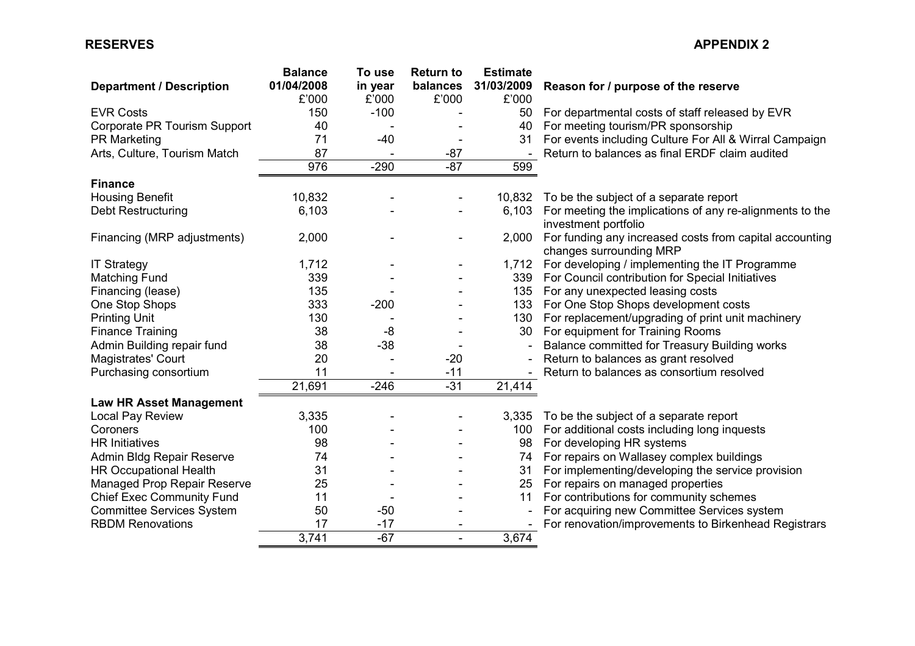**RESERVES** **APPENDIX 2**

| Department / Description | Balance 01/04/2008 £'000 | To use in year £'000 | Return to balances £'000 | Estimate 31/03/2009 £'000 | Reason for / purpose of the reserve |
|---|---|---|---|---|---|
| EVR Costs | 150 | -100 | - | 50 | For departmental costs of staff released by EVR |
| Corporate PR Tourism Support | 40 | - | - | 40 | For meeting tourism/PR sponsorship |
| PR Marketing | 71 | -40 | - | 31 | For events including Culture For All & Wirral Campaign |
| Arts, Culture, Tourism Match | 87 | - | -87 | - | Return to balances as final ERDF claim audited |
| | 976 | -290 | -87 | 599 | |
| **Finance** | | | | | |
| Housing Benefit | 10,832 | - | - | 10,832 | To be the subject of a separate report |
| Debt Restructuring | 6,103 | - | - | 6,103 | For meeting the implications of any re-alignments to the investment portfolio |
| Financing (MRP adjustments) | 2,000 | - | - | 2,000 | For funding any increased costs from capital accounting changes surrounding MRP |
| IT Strategy | 1,712 | - | - | 1,712 | For developing / implementing the IT Programme |
| Matching Fund | 339 | - | - | 339 | For Council contribution for Special Initiatives |
| Financing (lease) | 135 | - | - | 135 | For any unexpected leasing costs |
| One Stop Shops | 333 | -200 | - | 133 | For One Stop Shops development costs |
| Printing Unit | 130 | - | - | 130 | For replacement/upgrading of print unit machinery |
| Finance Training | 38 | -8 | - | 30 | For equipment for Training Rooms |
| Admin Building repair fund | 38 | -38 | - | - | Balance committed for Treasury Building works |
| Magistrates' Court | 20 | - | -20 | - | Return to balances as grant resolved |
| Purchasing consortium | 11 | - | -11 | - | Return to balances as consortium resolved |
| | 21,691 | -246 | -31 | 21,414 | |
| **Law HR Asset Management** | | | | | |
| Local Pay Review | 3,335 | - | - | 3,335 | To be the subject of a separate report |
| Coroners | 100 | - | - | 100 | For additional costs including long inquests |
| HR Initiatives | 98 | - | - | 98 | For developing HR systems |
| Admin Bldg Repair Reserve | 74 | - | - | 74 | For repairs on Wallasey complex buildings |
| HR Occupational Health | 31 | - | - | 31 | For implementing/developing the service provision |
| Managed Prop Repair Reserve | 25 | - | - | 25 | For repairs on managed properties |
| Chief Exec Community Fund | 11 | - | - | 11 | For contributions for community schemes |
| Committee Services System | 50 | -50 | - | - | For acquiring new Committee Services system |
| RBDM Renovations | 17 | -17 | - | - | For renovation/improvements to Birkenhead Registrars |
| | 3,741 | -67 | - | 3,674 | |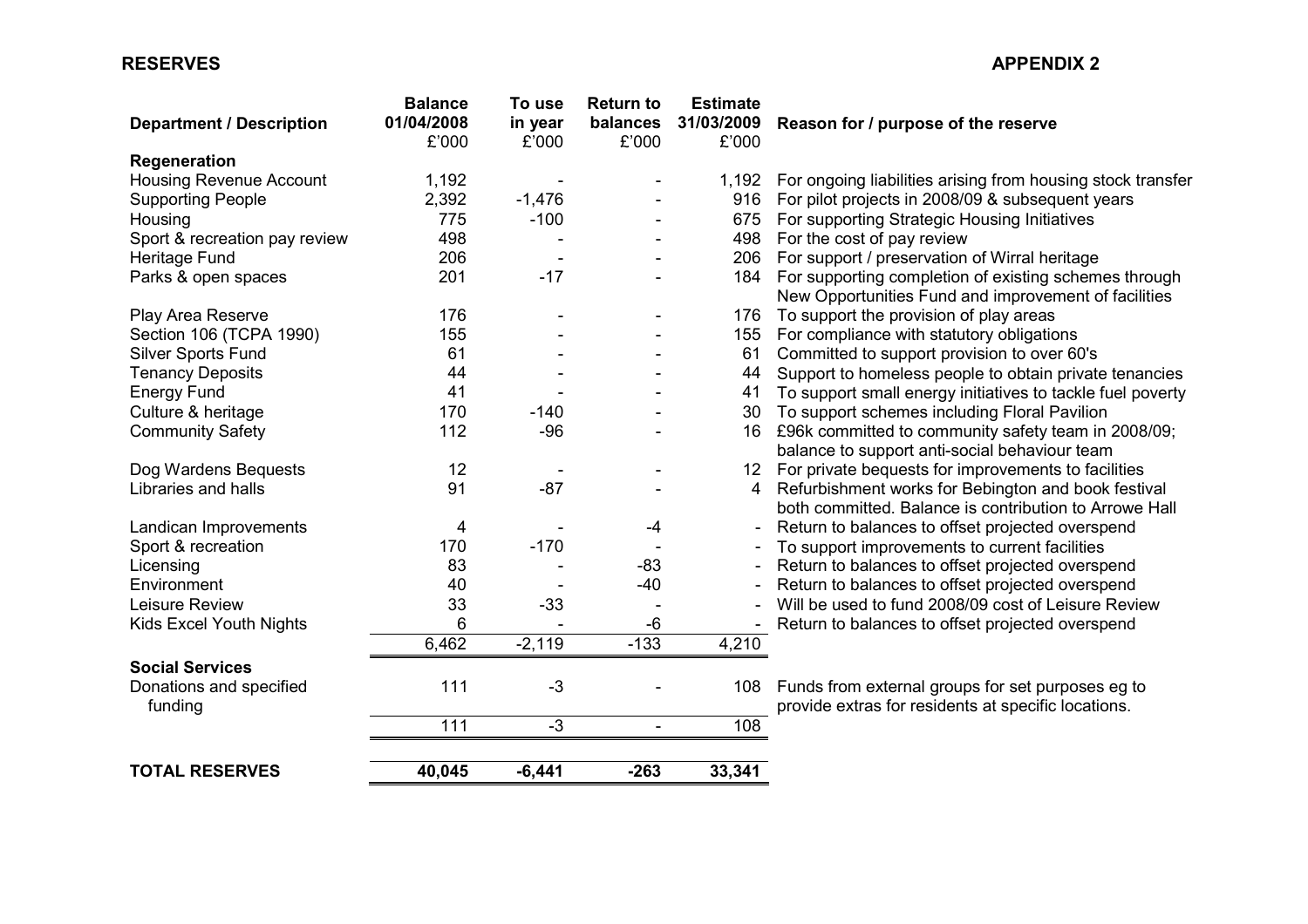## RESERVES

## APPENDIX 2

| Department / Description | Balance 01/04/2008 £'000 | To use in year £'000 | Return to balances £'000 | Estimate 31/03/2009 £'000 | Reason for / purpose of the reserve |
|---|---|---|---|---|---|
| **Regeneration** | | | | | |
| Housing Revenue Account | 1,192 | - | - | 1,192 | For ongoing liabilities arising from housing stock transfer |
| Supporting People | 2,392 | -1,476 | - | 916 | For pilot projects in 2008/09 & subsequent years |
| Housing | 775 | -100 | - | 675 | For supporting Strategic Housing Initiatives |
| Sport & recreation pay review | 498 | - | - | 498 | For the cost of pay review |
| Heritage Fund | 206 | - | - | 206 | For support / preservation of Wirral heritage |
| Parks & open spaces | 201 | -17 | - | 184 | For supporting completion of existing schemes through New Opportunities Fund and improvement of facilities |
| Play Area Reserve | 176 | - | - | 176 | To support the provision of play areas |
| Section 106 (TCPA 1990) | 155 | - | - | 155 | For compliance with statutory obligations |
| Silver Sports Fund | 61 | - | - | 61 | Committed to support provision to over 60's |
| Tenancy Deposits | 44 | - | - | 44 | Support to homeless people to obtain private tenancies |
| Energy Fund | 41 | - | - | 41 | To support small energy initiatives to tackle fuel poverty |
| Culture & heritage | 170 | -140 | - | 30 | To support schemes including Floral Pavilion |
| Community Safety | 112 | -96 | - | 16 | £96k committed to community safety team in 2008/09; balance to support anti-social behaviour team |
| Dog Wardens Bequests | 12 | - | - | 12 | For private bequests for improvements to facilities |
| Libraries and halls | 91 | -87 | - | 4 | Refurbishment works for Bebington and book festival both committed. Balance is contribution to Arrowe Hall |
| Landican Improvements | 4 | - | -4 | - | Return to balances to offset projected overspend |
| Sport & recreation | 170 | -170 | - | - | To support improvements to current facilities |
| Licensing | 83 | - | -83 | - | Return to balances to offset projected overspend |
| Environment | 40 | - | -40 | - | Return to balances to offset projected overspend |
| Leisure Review | 33 | -33 | - | - | Will be used to fund 2008/09 cost of Leisure Review |
| Kids Excel Youth Nights | 6 | - | -6 | - | Return to balances to offset projected overspend |
| | 6,462 | -2,119 | -133 | 4,210 | |
| **Social Services** | | | | | |
| Donations and specified funding | 111 | -3 | - | 108 | Funds from external groups for set purposes eg to provide extras for residents at specific locations. |
| | 111 | -3 | - | 108 | |
| **TOTAL RESERVES** | **40,045** | **-6,441** | **-263** | **33,341** | |